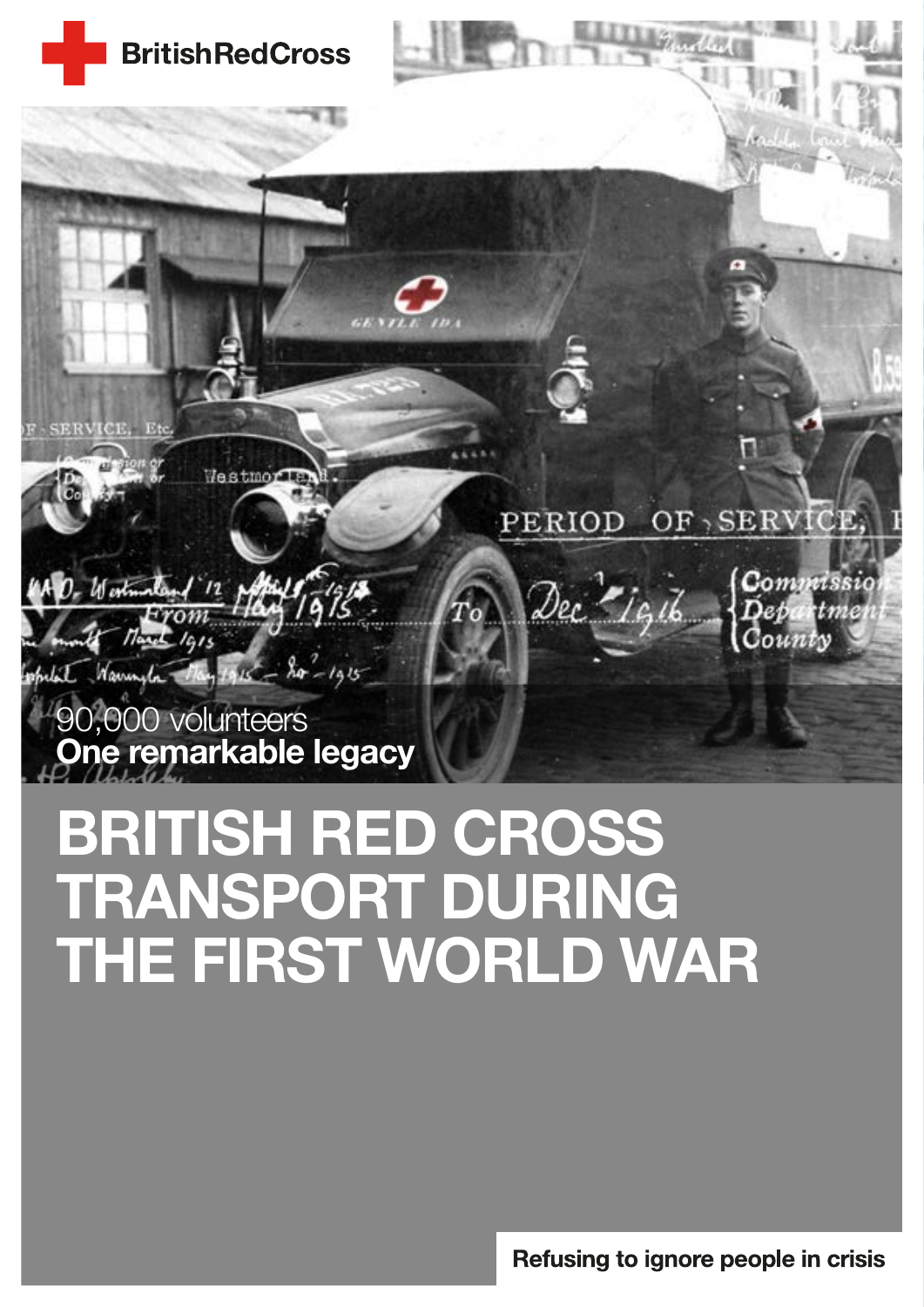British Red Cross

90,000 volunteers
**One remarkable legacy**

# BRITISH RED CROSS TRANSPORT DURING THE FIRST WORLD WAR

**Refusing to ignore people in crisis**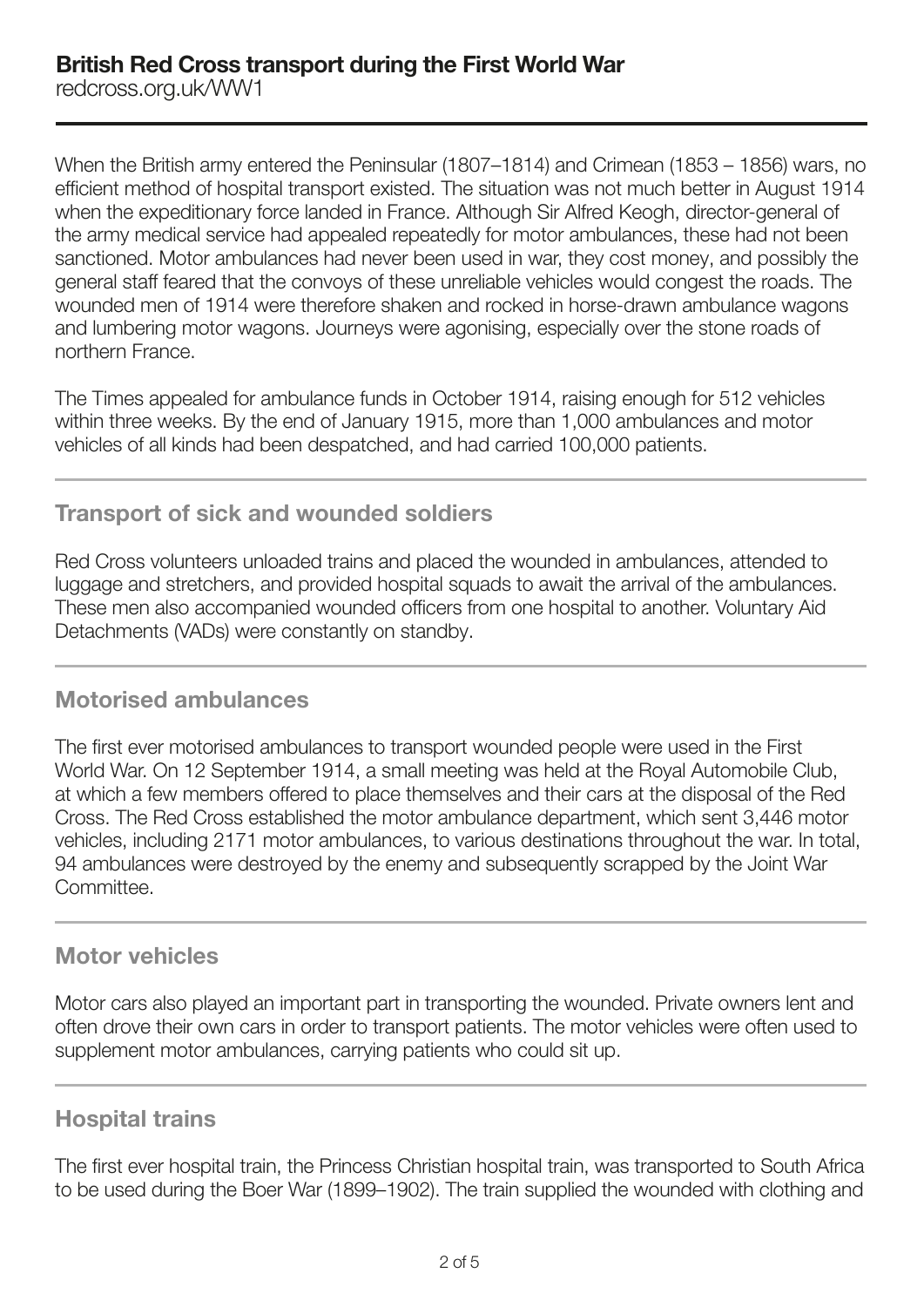**British Red Cross transport during the First World War**
redcross.org.uk/WW1

When the British army entered the Peninsular (1807–1814) and Crimean (1853 – 1856) wars, no efficient method of hospital transport existed. The situation was not much better in August 1914 when the expeditionary force landed in France. Although Sir Alfred Keogh, director-general of the army medical service had appealed repeatedly for motor ambulances, these had not been sanctioned. Motor ambulances had never been used in war, they cost money, and possibly the general staff feared that the convoys of these unreliable vehicles would congest the roads. The wounded men of 1914 were therefore shaken and rocked in horse-drawn ambulance wagons and lumbering motor wagons. Journeys were agonising, especially over the stone roads of northern France.

The Times appealed for ambulance funds in October 1914, raising enough for 512 vehicles within three weeks. By the end of January 1915, more than 1,000 ambulances and motor vehicles of all kinds had been despatched, and had carried 100,000 patients.

## Transport of sick and wounded soldiers

Red Cross volunteers unloaded trains and placed the wounded in ambulances, attended to luggage and stretchers, and provided hospital squads to await the arrival of the ambulances. These men also accompanied wounded officers from one hospital to another. Voluntary Aid Detachments (VADs) were constantly on standby.

## Motorised ambulances

The first ever motorised ambulances to transport wounded people were used in the First World War. On 12 September 1914, a small meeting was held at the Royal Automobile Club, at which a few members offered to place themselves and their cars at the disposal of the Red Cross. The Red Cross established the motor ambulance department, which sent 3,446 motor vehicles, including 2171 motor ambulances, to various destinations throughout the war. In total, 94 ambulances were destroyed by the enemy and subsequently scrapped by the Joint War Committee.

## Motor vehicles

Motor cars also played an important part in transporting the wounded. Private owners lent and often drove their own cars in order to transport patients. The motor vehicles were often used to supplement motor ambulances, carrying patients who could sit up.

## Hospital trains

The first ever hospital train, the Princess Christian hospital train, was transported to South Africa to be used during the Boer War (1899–1902). The train supplied the wounded with clothing and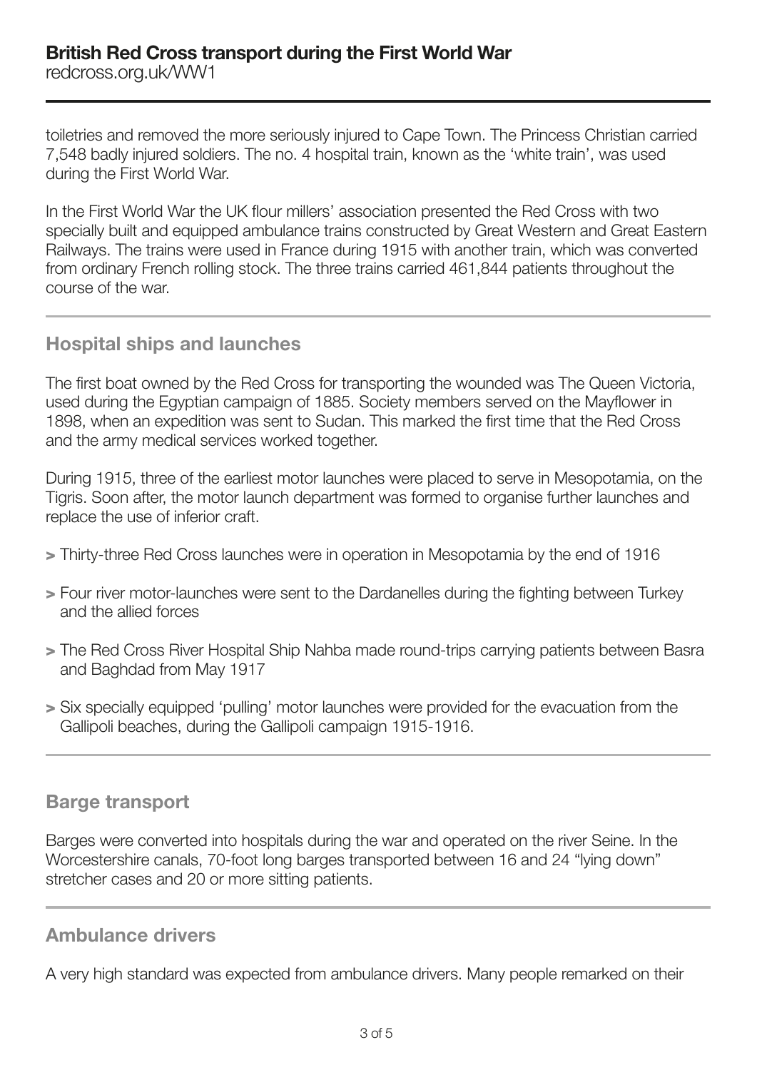toiletries and removed the more seriously injured to Cape Town. The Princess Christian carried 7,548 badly injured soldiers. The no. 4 hospital train, known as the 'white train', was used during the First World War.

In the First World War the UK flour millers' association presented the Red Cross with two specially built and equipped ambulance trains constructed by Great Western and Great Eastern Railways. The trains were used in France during 1915 with another train, which was converted from ordinary French rolling stock. The three trains carried 461,844 patients throughout the course of the war.

## Hospital ships and launches

The first boat owned by the Red Cross for transporting the wounded was The Queen Victoria, used during the Egyptian campaign of 1885. Society members served on the Mayflower in 1898, when an expedition was sent to Sudan. This marked the first time that the Red Cross and the army medical services worked together.

During 1915, three of the earliest motor launches were placed to serve in Mesopotamia, on the Tigris. Soon after, the motor launch department was formed to organise further launches and replace the use of inferior craft.

- Thirty-three Red Cross launches were in operation in Mesopotamia by the end of 1916
- Four river motor-launches were sent to the Dardanelles during the fighting between Turkey and the allied forces
- The Red Cross River Hospital Ship Nahba made round-trips carrying patients between Basra and Baghdad from May 1917
- Six specially equipped 'pulling' motor launches were provided for the evacuation from the Gallipoli beaches, during the Gallipoli campaign 1915-1916.

## Barge transport

Barges were converted into hospitals during the war and operated on the river Seine. In the Worcestershire canals, 70-foot long barges transported between 16 and 24 "lying down" stretcher cases and 20 or more sitting patients.

## Ambulance drivers

A very high standard was expected from ambulance drivers. Many people remarked on their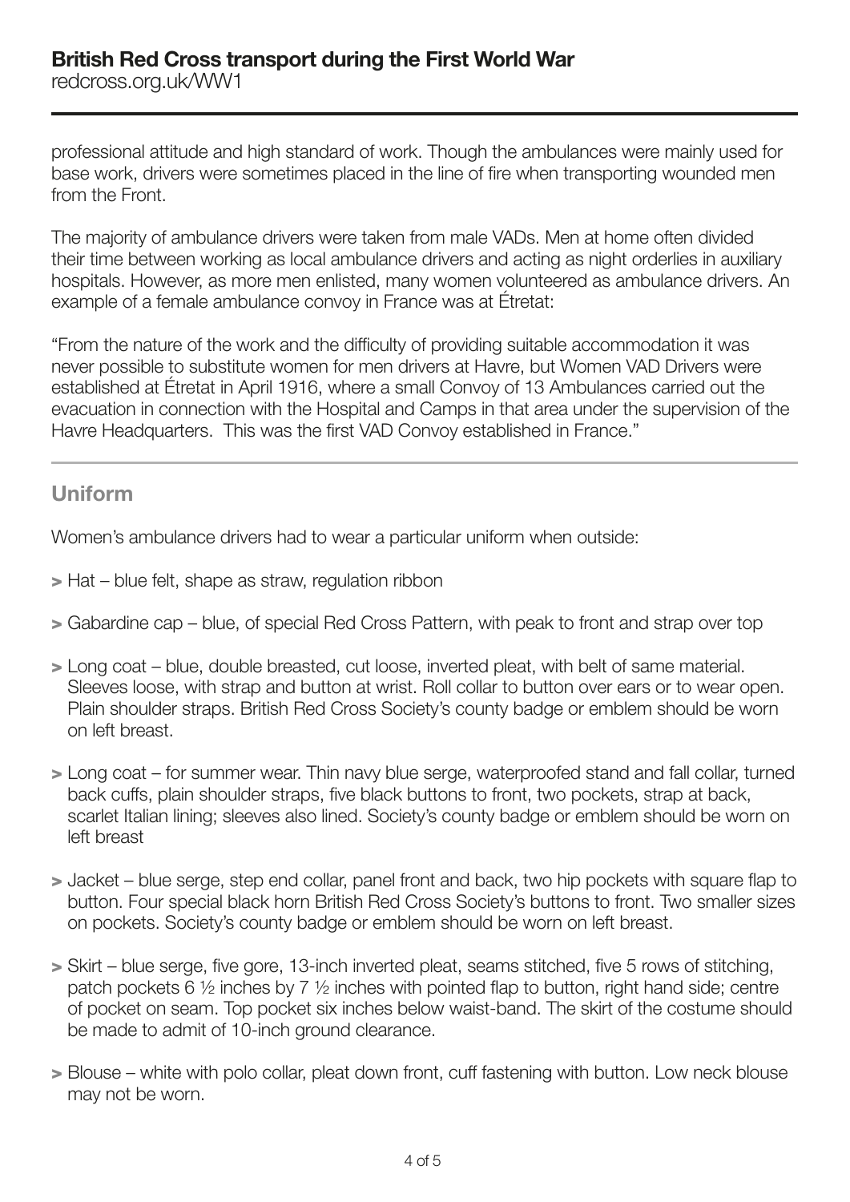professional attitude and high standard of work. Though the ambulances were mainly used for base work, drivers were sometimes placed in the line of fire when transporting wounded men from the Front.

The majority of ambulance drivers were taken from male VADs. Men at home often divided their time between working as local ambulance drivers and acting as night orderlies in auxiliary hospitals. However, as more men enlisted, many women volunteered as ambulance drivers. An example of a female ambulance convoy in France was at Étretat:

"From the nature of the work and the difficulty of providing suitable accommodation it was never possible to substitute women for men drivers at Havre, but Women VAD Drivers were established at Étretat in April 1916, where a small Convoy of 13 Ambulances carried out the evacuation in connection with the Hospital and Camps in that area under the supervision of the Havre Headquarters. This was the first VAD Convoy established in France."

## Uniform

Women's ambulance drivers had to wear a particular uniform when outside:

- Hat – blue felt, shape as straw, regulation ribbon
- Gabardine cap – blue, of special Red Cross Pattern, with peak to front and strap over top
- Long coat – blue, double breasted, cut loose, inverted pleat, with belt of same material. Sleeves loose, with strap and button at wrist. Roll collar to button over ears or to wear open. Plain shoulder straps. British Red Cross Society's county badge or emblem should be worn on left breast.
- Long coat – for summer wear. Thin navy blue serge, waterproofed stand and fall collar, turned back cuffs, plain shoulder straps, five black buttons to front, two pockets, strap at back, scarlet Italian lining; sleeves also lined. Society's county badge or emblem should be worn on left breast
- Jacket – blue serge, step end collar, panel front and back, two hip pockets with square flap to button. Four special black horn British Red Cross Society's buttons to front. Two smaller sizes on pockets. Society's county badge or emblem should be worn on left breast.
- Skirt – blue serge, five gore, 13-inch inverted pleat, seams stitched, five 5 rows of stitching, patch pockets 6 ½ inches by 7 ½ inches with pointed flap to button, right hand side; centre of pocket on seam. Top pocket six inches below waist-band. The skirt of the costume should be made to admit of 10-inch ground clearance.
- Blouse – white with polo collar, pleat down front, cuff fastening with button. Low neck blouse may not be worn.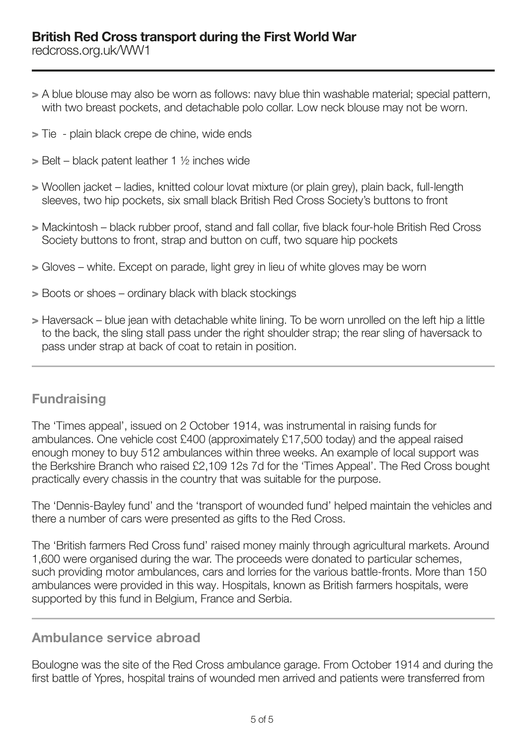- A blue blouse may also be worn as follows: navy blue thin washable material; special pattern, with two breast pockets, and detachable polo collar. Low neck blouse may not be worn.
- Tie - plain black crepe de chine, wide ends
- Belt – black patent leather 1 ½ inches wide
- Woollen jacket – ladies, knitted colour lovat mixture (or plain grey), plain back, full-length sleeves, two hip pockets, six small black British Red Cross Society's buttons to front
- Mackintosh – black rubber proof, stand and fall collar, five black four-hole British Red Cross Society buttons to front, strap and button on cuff, two square hip pockets
- Gloves – white. Except on parade, light grey in lieu of white gloves may be worn
- Boots or shoes – ordinary black with black stockings
- Haversack – blue jean with detachable white lining. To be worn unrolled on the left hip a little to the back, the sling stall pass under the right shoulder strap; the rear sling of haversack to pass under strap at back of coat to retain in position.

## Fundraising

The 'Times appeal', issued on 2 October 1914, was instrumental in raising funds for ambulances. One vehicle cost £400 (approximately £17,500 today) and the appeal raised enough money to buy 512 ambulances within three weeks. An example of local support was the Berkshire Branch who raised £2,109 12s 7d for the 'Times Appeal'. The Red Cross bought practically every chassis in the country that was suitable for the purpose.

The 'Dennis-Bayley fund' and the 'transport of wounded fund' helped maintain the vehicles and there a number of cars were presented as gifts to the Red Cross.

The 'British farmers Red Cross fund' raised money mainly through agricultural markets. Around 1,600 were organised during the war. The proceeds were donated to particular schemes, such providing motor ambulances, cars and lorries for the various battle-fronts. More than 150 ambulances were provided in this way. Hospitals, known as British farmers hospitals, were supported by this fund in Belgium, France and Serbia.

## Ambulance service abroad

Boulogne was the site of the Red Cross ambulance garage. From October 1914 and during the first battle of Ypres, hospital trains of wounded men arrived and patients were transferred from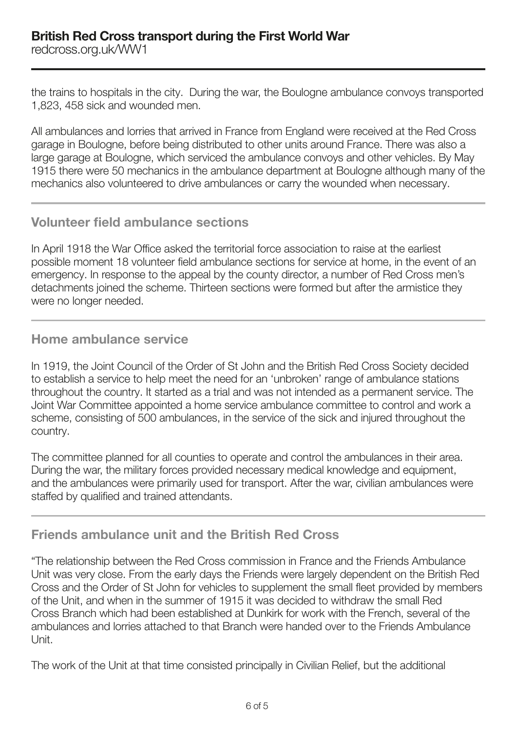the trains to hospitals in the city. During the war, the Boulogne ambulance convoys transported 1,823, 458 sick and wounded men.

All ambulances and lorries that arrived in France from England were received at the Red Cross garage in Boulogne, before being distributed to other units around France. There was also a large garage at Boulogne, which serviced the ambulance convoys and other vehicles. By May 1915 there were 50 mechanics in the ambulance department at Boulogne although many of the mechanics also volunteered to drive ambulances or carry the wounded when necessary.

## Volunteer field ambulance sections

In April 1918 the War Office asked the territorial force association to raise at the earliest possible moment 18 volunteer field ambulance sections for service at home, in the event of an emergency. In response to the appeal by the county director, a number of Red Cross men's detachments joined the scheme. Thirteen sections were formed but after the armistice they were no longer needed.

## Home ambulance service

In 1919, the Joint Council of the Order of St John and the British Red Cross Society decided to establish a service to help meet the need for an 'unbroken' range of ambulance stations throughout the country. It started as a trial and was not intended as a permanent service. The Joint War Committee appointed a home service ambulance committee to control and work a scheme, consisting of 500 ambulances, in the service of the sick and injured throughout the country.

The committee planned for all counties to operate and control the ambulances in their area. During the war, the military forces provided necessary medical knowledge and equipment, and the ambulances were primarily used for transport. After the war, civilian ambulances were staffed by qualified and trained attendants.

## Friends ambulance unit and the British Red Cross

"The relationship between the Red Cross commission in France and the Friends Ambulance Unit was very close. From the early days the Friends were largely dependent on the British Red Cross and the Order of St John for vehicles to supplement the small fleet provided by members of the Unit, and when in the summer of 1915 it was decided to withdraw the small Red Cross Branch which had been established at Dunkirk for work with the French, several of the ambulances and lorries attached to that Branch were handed over to the Friends Ambulance Unit.

The work of the Unit at that time consisted principally in Civilian Relief, but the additional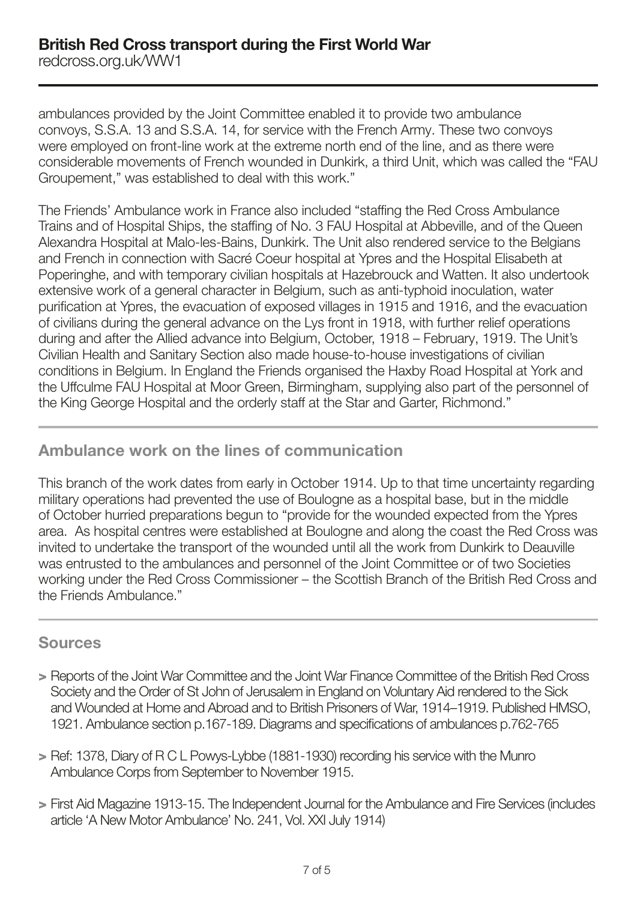ambulances provided by the Joint Committee enabled it to provide two ambulance convoys, S.S.A. 13 and S.S.A. 14, for service with the French Army. These two convoys were employed on front-line work at the extreme north end of the line, and as there were considerable movements of French wounded in Dunkirk, a third Unit, which was called the "FAU Groupement," was established to deal with this work."

The Friends' Ambulance work in France also included "staffing the Red Cross Ambulance Trains and of Hospital Ships, the staffing of No. 3 FAU Hospital at Abbeville, and of the Queen Alexandra Hospital at Malo-les-Bains, Dunkirk. The Unit also rendered service to the Belgians and French in connection with Sacré Coeur hospital at Ypres and the Hospital Elisabeth at Poperinghe, and with temporary civilian hospitals at Hazebrouck and Watten. It also undertook extensive work of a general character in Belgium, such as anti-typhoid inoculation, water purification at Ypres, the evacuation of exposed villages in 1915 and 1916, and the evacuation of civilians during the general advance on the Lys front in 1918, with further relief operations during and after the Allied advance into Belgium, October, 1918 – February, 1919. The Unit's Civilian Health and Sanitary Section also made house-to-house investigations of civilian conditions in Belgium. In England the Friends organised the Haxby Road Hospital at York and the Uffculme FAU Hospital at Moor Green, Birmingham, supplying also part of the personnel of the King George Hospital and the orderly staff at the Star and Garter, Richmond."

## Ambulance work on the lines of communication

This branch of the work dates from early in October 1914. Up to that time uncertainty regarding military operations had prevented the use of Boulogne as a hospital base, but in the middle of October hurried preparations begun to "provide for the wounded expected from the Ypres area. As hospital centres were established at Boulogne and along the coast the Red Cross was invited to undertake the transport of the wounded until all the work from Dunkirk to Deauville was entrusted to the ambulances and personnel of the Joint Committee or of two Societies working under the Red Cross Commissioner – the Scottish Branch of the British Red Cross and the Friends Ambulance."

## Sources

- Reports of the Joint War Committee and the Joint War Finance Committee of the British Red Cross Society and the Order of St John of Jerusalem in England on Voluntary Aid rendered to the Sick and Wounded at Home and Abroad and to British Prisoners of War, 1914–1919. Published HMSO, 1921. Ambulance section p.167-189. Diagrams and specifications of ambulances p.762-765
- Ref: 1378, Diary of R C L Powys-Lybbe (1881-1930) recording his service with the Munro Ambulance Corps from September to November 1915.
- First Aid Magazine 1913-15. The Independent Journal for the Ambulance and Fire Services (includes article 'A New Motor Ambulance' No. 241, Vol. XXI July 1914)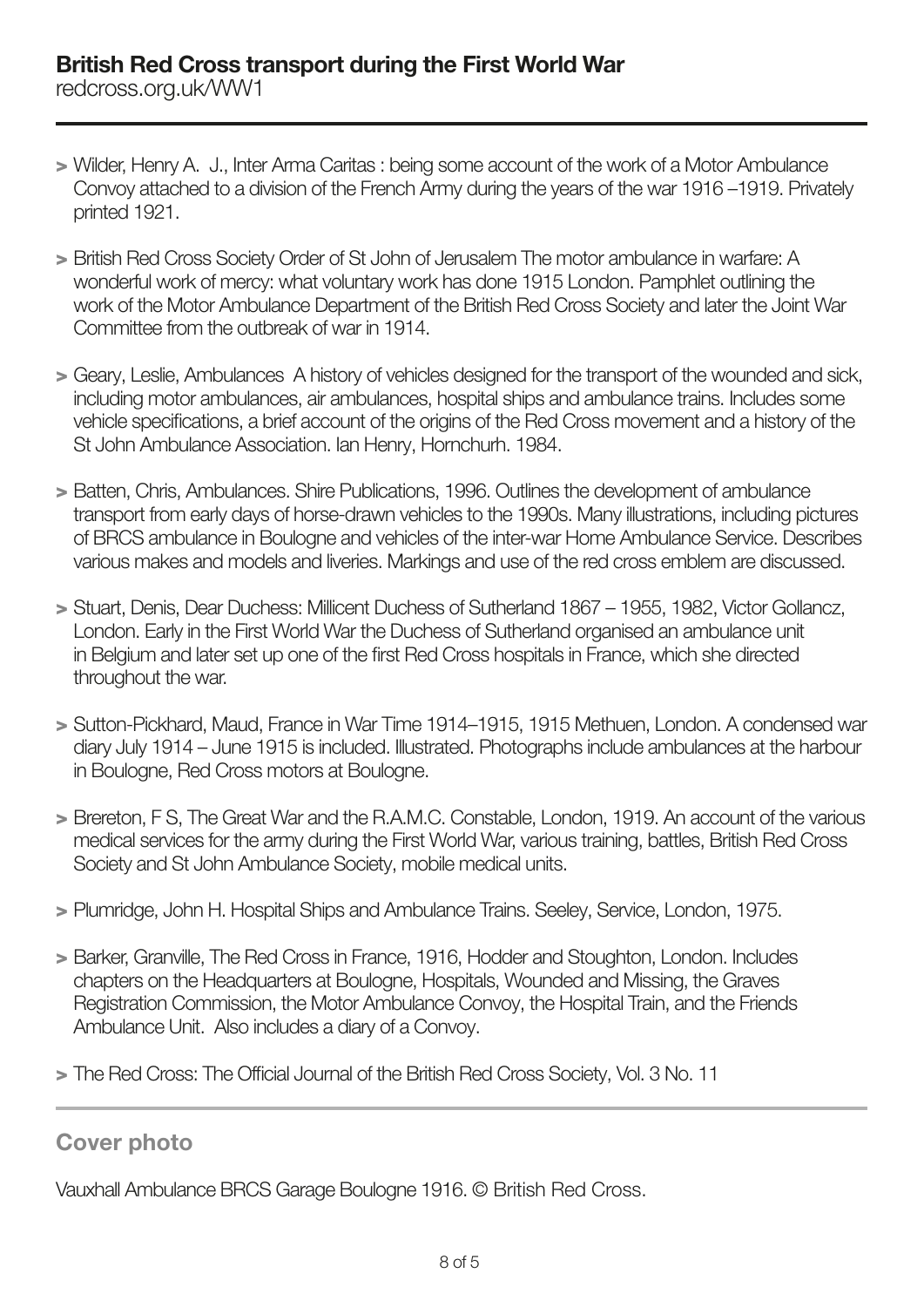- Wilder, Henry A. J., Inter Arma Caritas : being some account of the work of a Motor Ambulance Convoy attached to a division of the French Army during the years of the war 1916 –1919. Privately printed 1921.

- British Red Cross Society Order of St John of Jerusalem The motor ambulance in warfare: A wonderful work of mercy: what voluntary work has done 1915 London. Pamphlet outlining the work of the Motor Ambulance Department of the British Red Cross Society and later the Joint War Committee from the outbreak of war in 1914.

- Geary, Leslie, Ambulances A history of vehicles designed for the transport of the wounded and sick, including motor ambulances, air ambulances, hospital ships and ambulance trains. Includes some vehicle specifications, a brief account of the origins of the Red Cross movement and a history of the St John Ambulance Association. Ian Henry, Hornchurh. 1984.

- Batten, Chris, Ambulances. Shire Publications, 1996. Outlines the development of ambulance transport from early days of horse-drawn vehicles to the 1990s. Many illustrations, including pictures of BRCS ambulance in Boulogne and vehicles of the inter-war Home Ambulance Service. Describes various makes and models and liveries. Markings and use of the red cross emblem are discussed.

- Stuart, Denis, Dear Duchess: Millicent Duchess of Sutherland 1867 – 1955, 1982, Victor Gollancz, London. Early in the First World War the Duchess of Sutherland organised an ambulance unit in Belgium and later set up one of the first Red Cross hospitals in France, which she directed throughout the war.

- Sutton-Pickhard, Maud, France in War Time 1914–1915, 1915 Methuen, London. A condensed war diary July 1914 – June 1915 is included. Illustrated. Photographs include ambulances at the harbour in Boulogne, Red Cross motors at Boulogne.

- Brereton, F S, The Great War and the R.A.M.C. Constable, London, 1919. An account of the various medical services for the army during the First World War, various training, battles, British Red Cross Society and St John Ambulance Society, mobile medical units.

- Plumridge, John H. Hospital Ships and Ambulance Trains. Seeley, Service, London, 1975.

- Barker, Granville, The Red Cross in France, 1916, Hodder and Stoughton, London. Includes chapters on the Headquarters at Boulogne, Hospitals, Wounded and Missing, the Graves Registration Commission, the Motor Ambulance Convoy, the Hospital Train, and the Friends Ambulance Unit. Also includes a diary of a Convoy.

- The Red Cross: The Official Journal of the British Red Cross Society, Vol. 3 No. 11

## Cover photo

Vauxhall Ambulance BRCS Garage Boulogne 1916. © British Red Cross.